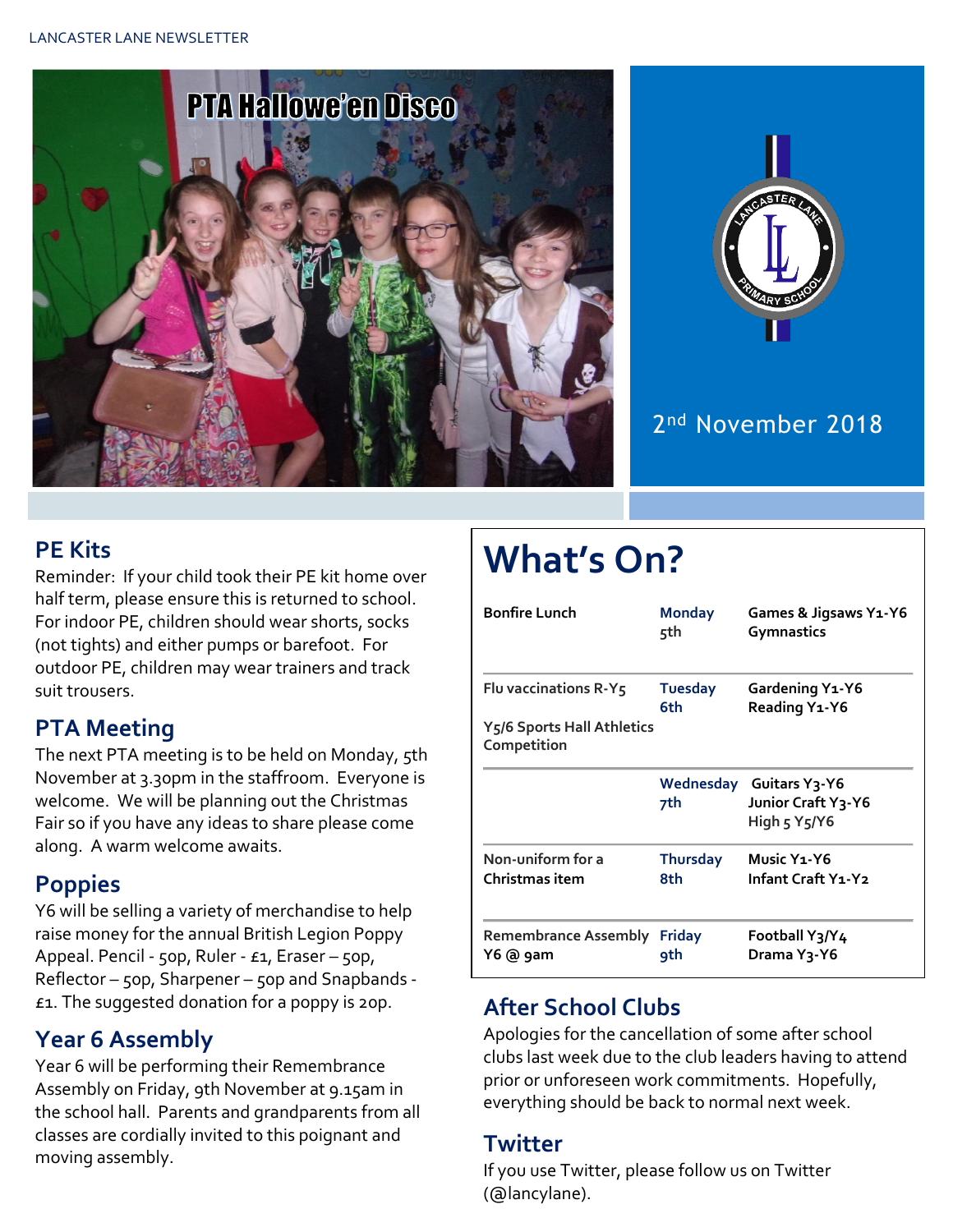# PTA Hallowe'en Disco

2nd November 2018

## PE Kits

Reminder: If your child took their PE kit home over half term, please ensure this is returned to school. For indoor PE, children should wear shorts, socks (not tights) and either pumps or barefoot. For outdoor PE, children may wear trainers and track suit trousers.

## PTA Meeting

The next PTA meeting is to be held on Monday, 5th November at 3.30pm in the staffroom. Everyone is welcome. We will be planning out the Christmas Fair so if you have any ideas to share please come along. A warm welcome awaits.

## Poppies

Y6 will be selling a variety of merchandise to help raise money for the annual British Legion Poppy Appeal. Pencil - 50p, Ruler - £1, Eraser – 50p, Reflector – 50p, Sharpener – 50p and Snapbands - £1. The suggested donation for a poppy is 20p.

## Year 6 Assembly

Year 6 will be performing their Remembrance Assembly on Friday, 9th November at 9.15am in the school hall. Parents and grandparents from all classes are cordially invited to this poignant and moving assembly.

# What's On?

| | | |
|---|---|---|
| **Bonfire Lunch** | **Monday 5th** | **Games & Jigsaws Y1-Y6**<br>**Gymnastics** |
| **Flu vaccinations R-Y5**<br>**Y5/6 Sports Hall Athletics Competition** | **Tuesday 6th** | **Gardening Y1-Y6**<br>**Reading Y1-Y6** |
| | **Wednesday 7th** | **Guitars Y3-Y6**<br>**Junior Craft Y3-Y6**<br>**High 5 Y5/Y6** |
| **Non-uniform for a Christmas item** | **Thursday 8th** | **Music Y1-Y6**<br>**Infant Craft Y1-Y2** |
| **Remembrance Assembly Y6 @ 9am** | **Friday 9th** | **Football Y3/Y4**<br>**Drama Y3-Y6** |

## After School Clubs

Apologies for the cancellation of some after school clubs last week due to the club leaders having to attend prior or unforeseen work commitments. Hopefully, everything should be back to normal next week.

## Twitter

If you use Twitter, please follow us on Twitter (@lancylane).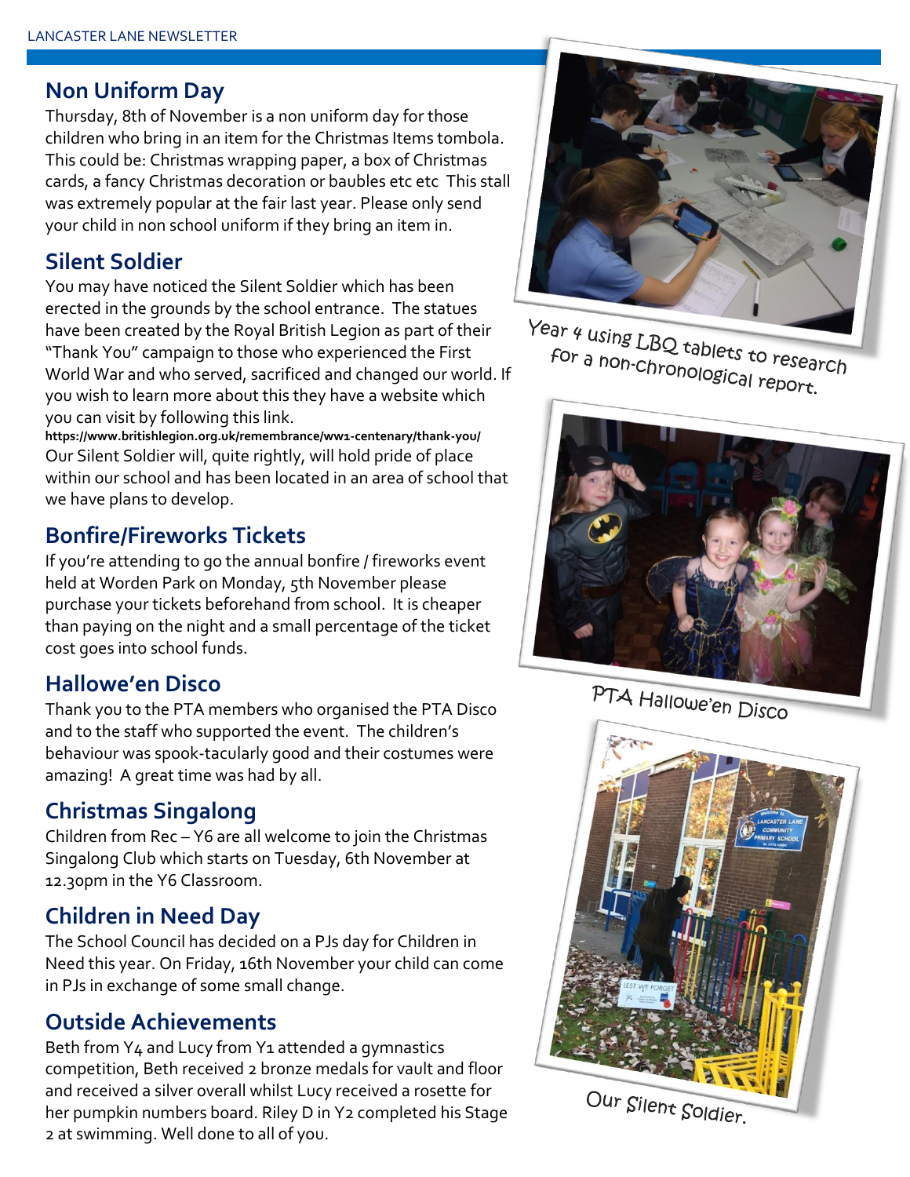## Non Uniform Day

Thursday, 8th of November is a non uniform day for those children who bring in an item for the Christmas Items tombola. This could be: Christmas wrapping paper, a box of Christmas cards, a fancy Christmas decoration or baubles etc etc This stall was extremely popular at the fair last year. Please only send your child in non school uniform if they bring an item in.

## Silent Soldier

You may have noticed the Silent Soldier which has been erected in the grounds by the school entrance. The statues have been created by the Royal British Legion as part of their "Thank You" campaign to those who experienced the First World War and who served, sacrificed and changed our world. If you wish to learn more about this they have a website which you can visit by following this link.

**https://www.britishlegion.org.uk/remembrance/ww1-centenary/thank-you/**

Our Silent Soldier will, quite rightly, will hold pride of place within our school and has been located in an area of school that we have plans to develop.

## Bonfire/Fireworks Tickets

If you're attending to go the annual bonfire / fireworks event held at Worden Park on Monday, 5th November please purchase your tickets beforehand from school. It is cheaper than paying on the night and a small percentage of the ticket cost goes into school funds.

## Hallowe'en Disco

Thank you to the PTA members who organised the PTA Disco and to the staff who supported the event. The children's behaviour was spook-tacularly good and their costumes were amazing! A great time was had by all.

## Christmas Singalong

Children from Rec – Y6 are all welcome to join the Christmas Singalong Club which starts on Tuesday, 6th November at 12.30pm in the Y6 Classroom.

## Children in Need Day

The School Council has decided on a PJs day for Children in Need this year. On Friday, 16th November your child can come in PJs in exchange of some small change.

## Outside Achievements

Beth from Y4 and Lucy from Y1 attended a gymnastics competition, Beth received 2 bronze medals for vault and floor and received a silver overall whilst Lucy received a rosette for her pumpkin numbers board. Riley D in Y2 completed his Stage 2 at swimming. Well done to all of you.

Year 4 using LBQ tablets to research for a non-chronological report.

PTA Hallowe'en Disco

Our Silent Soldier.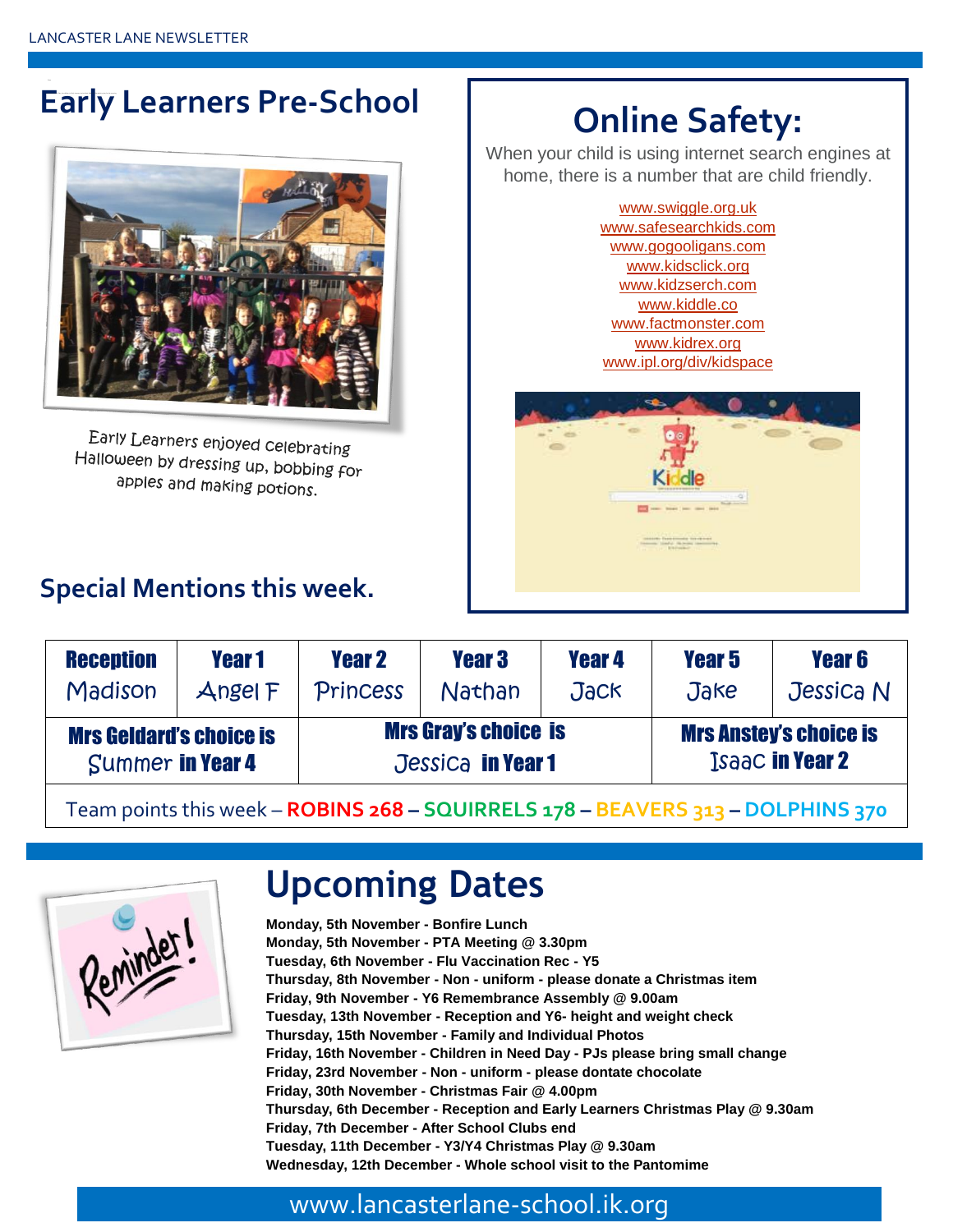## Early Learners Pre-School

Early Learners enjoyed celebrating Halloween by dressing up, bobbing for apples and making potions.

## Online Safety:

When your child is using internet search engines at home, there is a number that are child friendly.

www.swiggle.org.uk
www.safesearchkids.com
www.gogooligans.com
www.kidsclick.org
www.kidzserch.com
www.kiddle.co
www.factmonster.com
www.kidrex.org
www.ipl.org/div/kidspace

## Special Mentions this week.

| Reception | Year 1 | Year 2 | Year 3 | Year 4 | Year 5 | Year 6 |
|---|---|---|---|---|---|---|
| Madison | Angel F | Princess | Nathan | Jack | Jake | Jessica N |
| **Mrs Geldard's choice is** Summer **in Year 4** | | **Mrs Gray's choice is** Jessica **in Year 1** | | | **Mrs Anstey's choice is** Isaac **in Year 2** | |

Team points this week – **ROBINS 268** – **SQUIRRELS 178** – **BEAVERS 313** – **DOLPHINS 370**

## Upcoming Dates

**Monday, 5th November - Bonfire Lunch**
**Monday, 5th November - PTA Meeting @ 3.30pm**
**Tuesday, 6th November - Flu Vaccination Rec - Y5**
**Thursday, 8th November - Non - uniform - please donate a Christmas item**
**Friday, 9th November - Y6 Remembrance Assembly @ 9.00am**
**Tuesday, 13th November - Reception and Y6- height and weight check**
**Thursday, 15th November - Family and Individual Photos**
**Friday, 16th November - Children in Need Day - PJs please bring small change**
**Friday, 23rd November - Non - uniform - please dontate chocolate**
**Friday, 30th November - Christmas Fair @ 4.00pm**
**Thursday, 6th December - Reception and Early Learners Christmas Play @ 9.30am**
**Friday, 7th December - After School Clubs end**
**Tuesday, 11th December - Y3/Y4 Christmas Play @ 9.30am**
**Wednesday, 12th December - Whole school visit to the Pantomime**

www.lancasterlane-school.ik.org